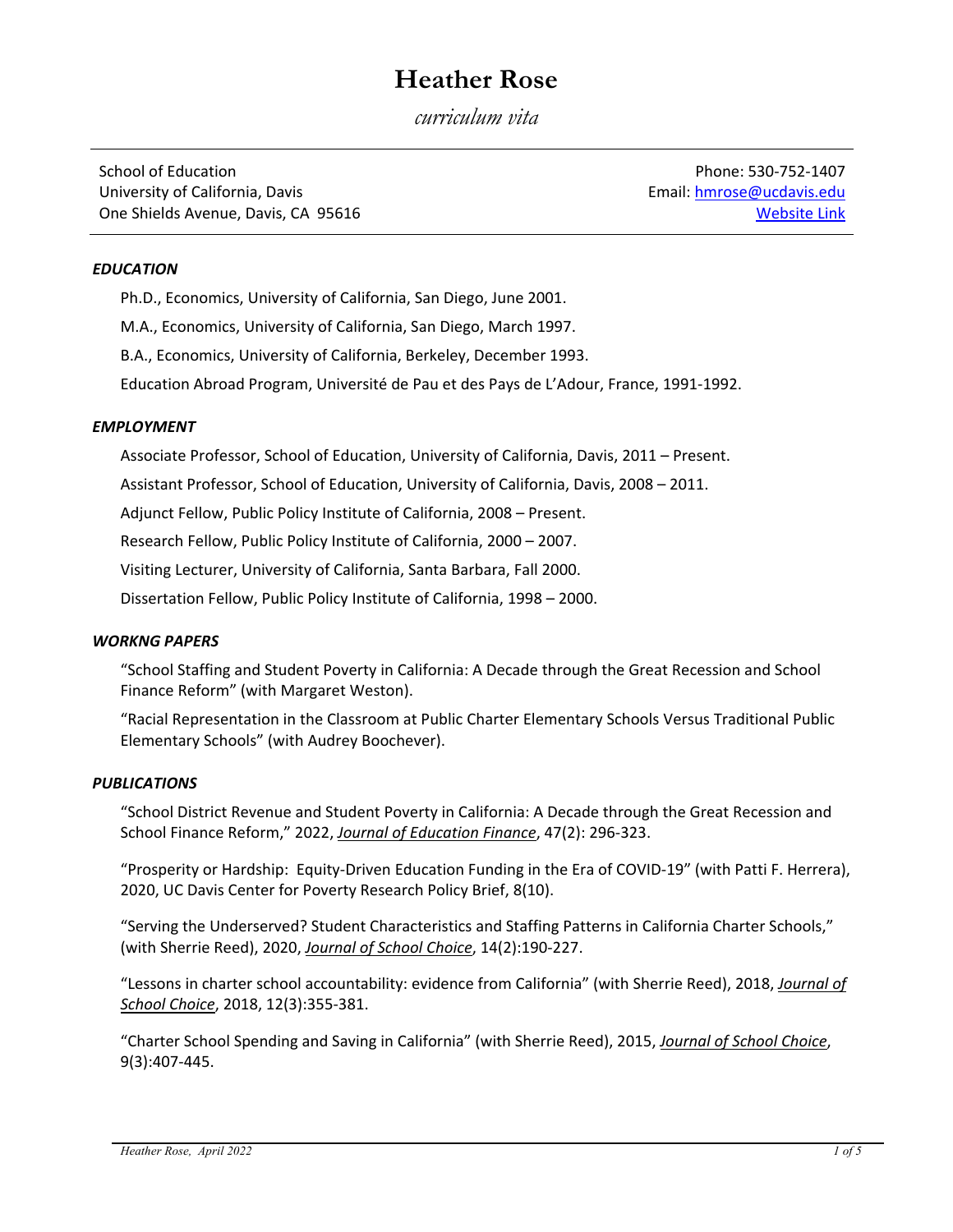# Heather Rose

*curriculum vita*

School of Education
University of California, Davis
One Shields Avenue, Davis, CA 95616

Phone: 530-752-1407
Email: hmrose@ucdavis.edu
Website Link

### *EDUCATION*

Ph.D., Economics, University of California, San Diego, June 2001.

M.A., Economics, University of California, San Diego, March 1997.

B.A., Economics, University of California, Berkeley, December 1993.

Education Abroad Program, Université de Pau et des Pays de L'Adour, France, 1991-1992.

### *EMPLOYMENT*

Associate Professor, School of Education, University of California, Davis, 2011 – Present.

Assistant Professor, School of Education, University of California, Davis, 2008 – 2011.

Adjunct Fellow, Public Policy Institute of California, 2008 – Present.

Research Fellow, Public Policy Institute of California, 2000 – 2007.

Visiting Lecturer, University of California, Santa Barbara, Fall 2000.

Dissertation Fellow, Public Policy Institute of California, 1998 – 2000.

### *WORKNG PAPERS*

"School Staffing and Student Poverty in California: A Decade through the Great Recession and School Finance Reform" (with Margaret Weston).

"Racial Representation in the Classroom at Public Charter Elementary Schools Versus Traditional Public Elementary Schools" (with Audrey Boochever).

### *PUBLICATIONS*

"School District Revenue and Student Poverty in California: A Decade through the Great Recession and School Finance Reform," 2022, *Journal of Education Finance*, 47(2): 296-323.

"Prosperity or Hardship: Equity-Driven Education Funding in the Era of COVID-19" (with Patti F. Herrera), 2020, UC Davis Center for Poverty Research Policy Brief, 8(10).

"Serving the Underserved? Student Characteristics and Staffing Patterns in California Charter Schools," (with Sherrie Reed), 2020, *Journal of School Choice*, 14(2):190-227.

"Lessons in charter school accountability: evidence from California" (with Sherrie Reed), 2018, *Journal of School Choice*, 2018, 12(3):355-381.

"Charter School Spending and Saving in California" (with Sherrie Reed), 2015, *Journal of School Choice*, 9(3):407-445.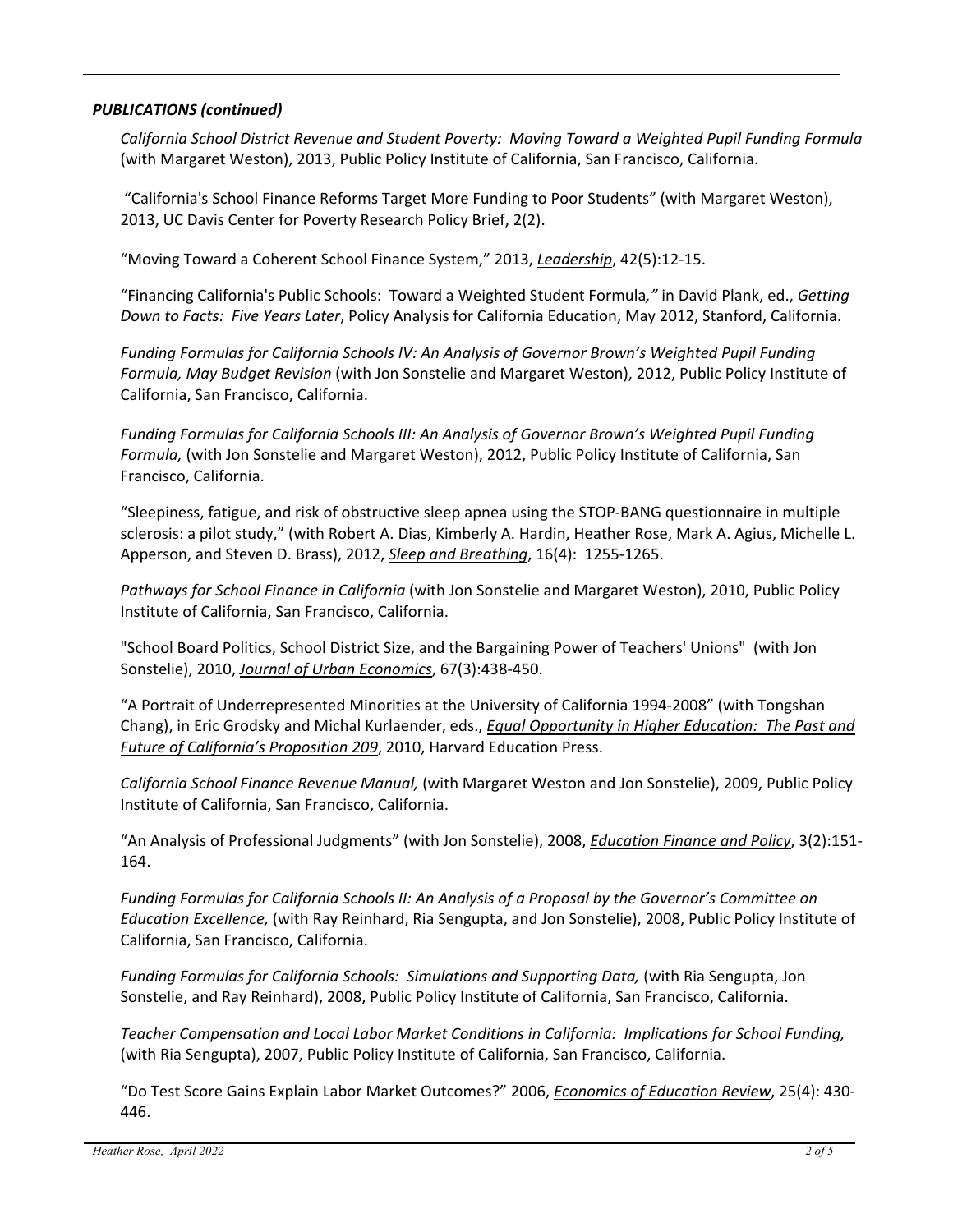***PUBLICATIONS (continued)***

*California School District Revenue and Student Poverty: Moving Toward a Weighted Pupil Funding Formula* (with Margaret Weston), 2013, Public Policy Institute of California, San Francisco, California.

"California's School Finance Reforms Target More Funding to Poor Students" (with Margaret Weston), 2013, UC Davis Center for Poverty Research Policy Brief, 2(2).

"Moving Toward a Coherent School Finance System," 2013, *Leadership*, 42(5):12-15.

"Financing California's Public Schools: Toward a Weighted Student Formula*,"* in David Plank, ed., *Getting Down to Facts: Five Years Later*, Policy Analysis for California Education, May 2012, Stanford, California.

*Funding Formulas for California Schools IV: An Analysis of Governor Brown's Weighted Pupil Funding Formula, May Budget Revision* (with Jon Sonstelie and Margaret Weston), 2012, Public Policy Institute of California, San Francisco, California.

*Funding Formulas for California Schools III: An Analysis of Governor Brown's Weighted Pupil Funding Formula,* (with Jon Sonstelie and Margaret Weston), 2012, Public Policy Institute of California, San Francisco, California.

"Sleepiness, fatigue, and risk of obstructive sleep apnea using the STOP-BANG questionnaire in multiple sclerosis: a pilot study," (with Robert A. Dias, Kimberly A. Hardin, Heather Rose, Mark A. Agius, Michelle L. Apperson, and Steven D. Brass), 2012, *Sleep and Breathing*, 16(4): 1255-1265.

*Pathways for School Finance in California* (with Jon Sonstelie and Margaret Weston), 2010, Public Policy Institute of California, San Francisco, California.

"School Board Politics, School District Size, and the Bargaining Power of Teachers' Unions" (with Jon Sonstelie), 2010, *Journal of Urban Economics*, 67(3):438-450.

"A Portrait of Underrepresented Minorities at the University of California 1994-2008" (with Tongshan Chang), in Eric Grodsky and Michal Kurlaender, eds., *Equal Opportunity in Higher Education: The Past and Future of California's Proposition 209*, 2010, Harvard Education Press.

*California School Finance Revenue Manual,* (with Margaret Weston and Jon Sonstelie), 2009, Public Policy Institute of California, San Francisco, California.

"An Analysis of Professional Judgments" (with Jon Sonstelie), 2008, *Education Finance and Policy*, 3(2):151-164.

*Funding Formulas for California Schools II: An Analysis of a Proposal by the Governor's Committee on Education Excellence,* (with Ray Reinhard, Ria Sengupta, and Jon Sonstelie), 2008, Public Policy Institute of California, San Francisco, California.

*Funding Formulas for California Schools: Simulations and Supporting Data,* (with Ria Sengupta, Jon Sonstelie, and Ray Reinhard), 2008, Public Policy Institute of California, San Francisco, California.

*Teacher Compensation and Local Labor Market Conditions in California: Implications for School Funding,* (with Ria Sengupta), 2007, Public Policy Institute of California, San Francisco, California.

"Do Test Score Gains Explain Labor Market Outcomes?" 2006, *Economics of Education Review*, 25(4): 430-446.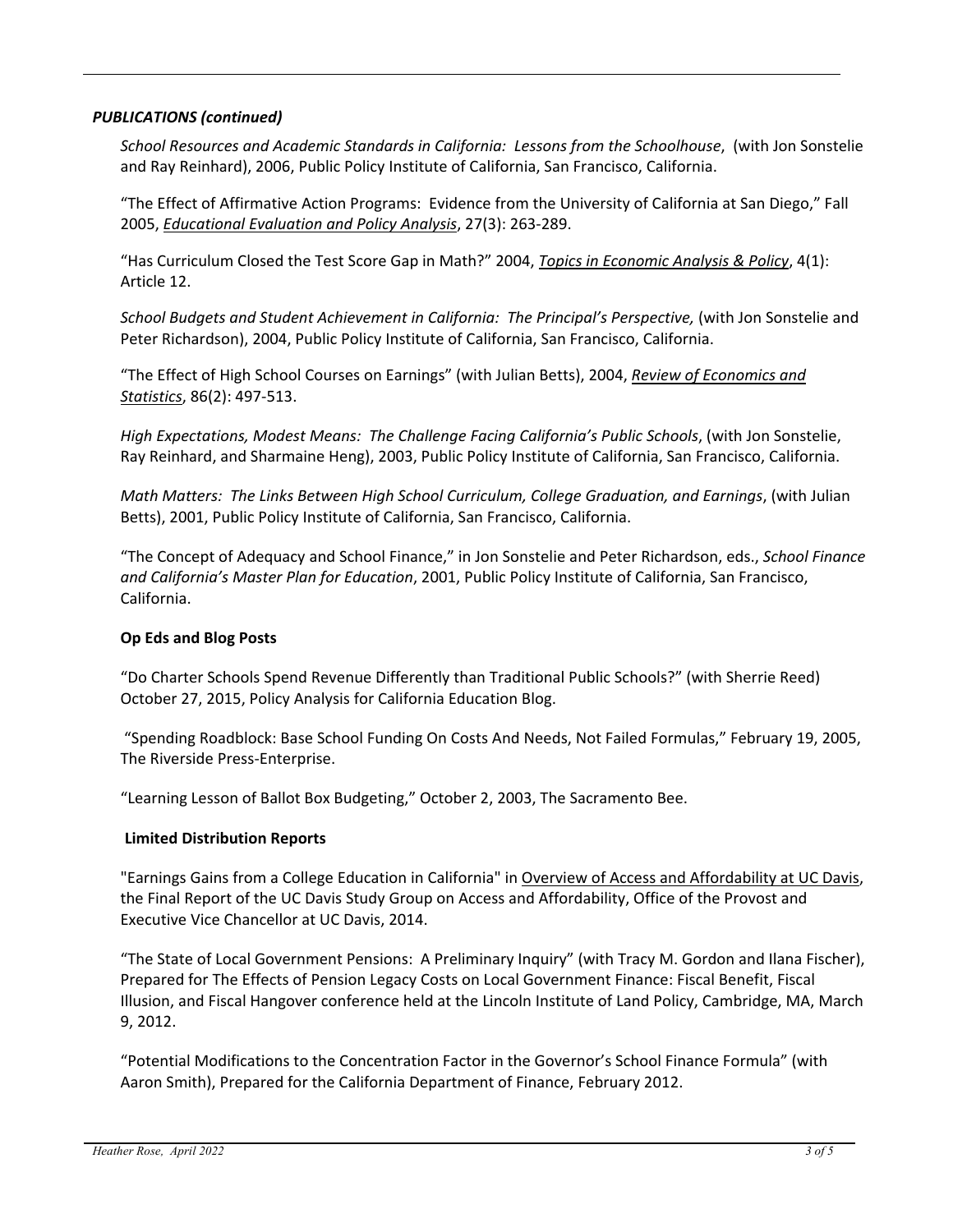***PUBLICATIONS (continued)***

*School Resources and Academic Standards in California: Lessons from the Schoolhouse*, (with Jon Sonstelie and Ray Reinhard), 2006, Public Policy Institute of California, San Francisco, California.

"The Effect of Affirmative Action Programs: Evidence from the University of California at San Diego," Fall 2005, *Educational Evaluation and Policy Analysis*, 27(3): 263-289.

"Has Curriculum Closed the Test Score Gap in Math?" 2004, *Topics in Economic Analysis & Policy*, 4(1): Article 12.

*School Budgets and Student Achievement in California: The Principal's Perspective,* (with Jon Sonstelie and Peter Richardson), 2004, Public Policy Institute of California, San Francisco, California.

"The Effect of High School Courses on Earnings" (with Julian Betts), 2004, *Review of Economics and Statistics*, 86(2): 497-513.

*High Expectations, Modest Means: The Challenge Facing California's Public Schools*, (with Jon Sonstelie, Ray Reinhard, and Sharmaine Heng), 2003, Public Policy Institute of California, San Francisco, California.

*Math Matters: The Links Between High School Curriculum, College Graduation, and Earnings*, (with Julian Betts), 2001, Public Policy Institute of California, San Francisco, California.

"The Concept of Adequacy and School Finance," in Jon Sonstelie and Peter Richardson, eds., *School Finance and California's Master Plan for Education*, 2001, Public Policy Institute of California, San Francisco, California.

**Op Eds and Blog Posts**

"Do Charter Schools Spend Revenue Differently than Traditional Public Schools?" (with Sherrie Reed) October 27, 2015, Policy Analysis for California Education Blog.

"Spending Roadblock: Base School Funding On Costs And Needs, Not Failed Formulas," February 19, 2005, The Riverside Press-Enterprise.

"Learning Lesson of Ballot Box Budgeting," October 2, 2003, The Sacramento Bee.

**Limited Distribution Reports**

"Earnings Gains from a College Education in California" in Overview of Access and Affordability at UC Davis, the Final Report of the UC Davis Study Group on Access and Affordability, Office of the Provost and Executive Vice Chancellor at UC Davis, 2014.

"The State of Local Government Pensions: A Preliminary Inquiry" (with Tracy M. Gordon and Ilana Fischer), Prepared for The Effects of Pension Legacy Costs on Local Government Finance: Fiscal Benefit, Fiscal Illusion, and Fiscal Hangover conference held at the Lincoln Institute of Land Policy, Cambridge, MA, March 9, 2012.

"Potential Modifications to the Concentration Factor in the Governor's School Finance Formula" (with Aaron Smith), Prepared for the California Department of Finance, February 2012.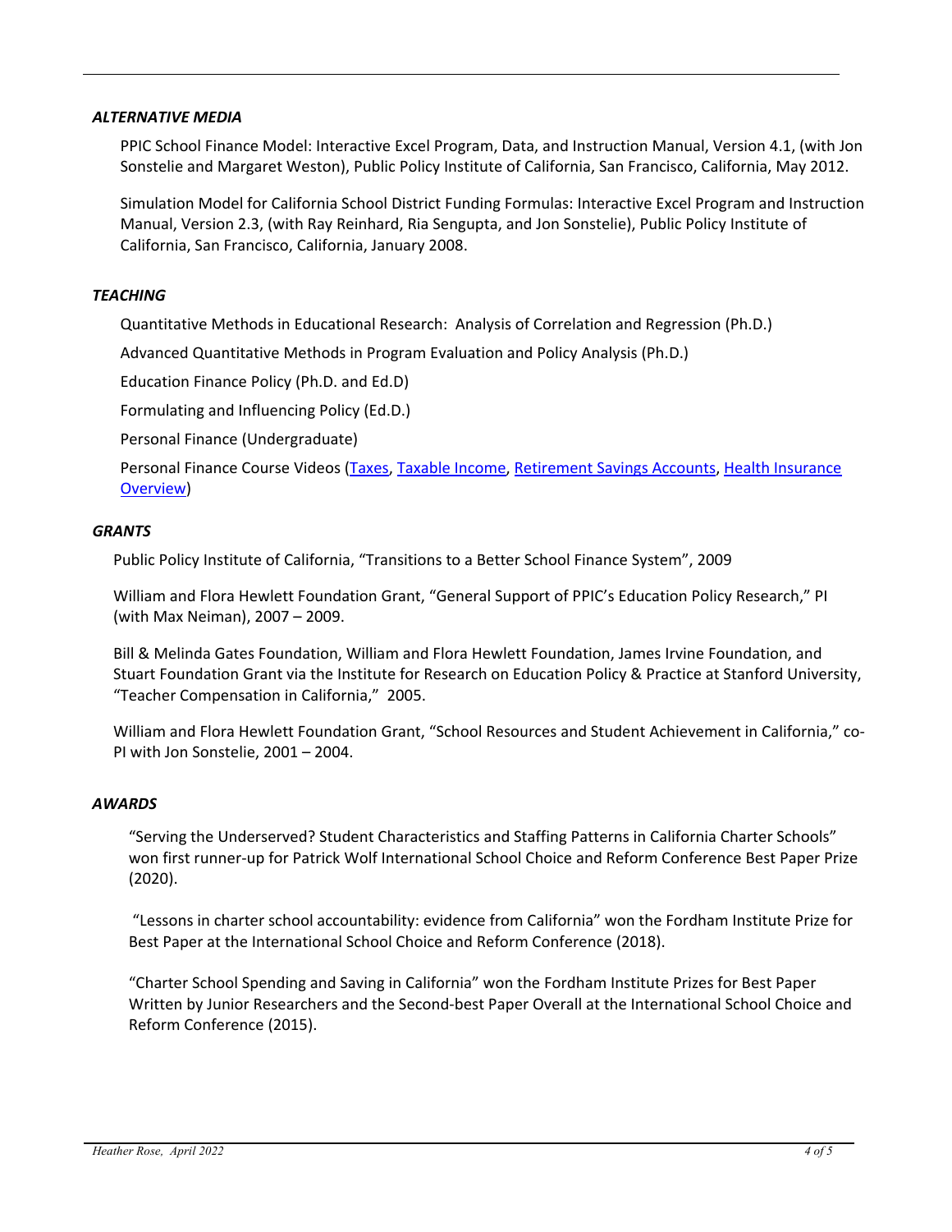### *ALTERNATIVE MEDIA*

PPIC School Finance Model: Interactive Excel Program, Data, and Instruction Manual, Version 4.1, (with Jon Sonstelie and Margaret Weston), Public Policy Institute of California, San Francisco, California, May 2012.

Simulation Model for California School District Funding Formulas: Interactive Excel Program and Instruction Manual, Version 2.3, (with Ray Reinhard, Ria Sengupta, and Jon Sonstelie), Public Policy Institute of California, San Francisco, California, January 2008.

### *TEACHING*

Quantitative Methods in Educational Research: Analysis of Correlation and Regression (Ph.D.)

Advanced Quantitative Methods in Program Evaluation and Policy Analysis (Ph.D.)

Education Finance Policy (Ph.D. and Ed.D)

Formulating and Influencing Policy (Ed.D.)

Personal Finance (Undergraduate)

Personal Finance Course Videos (Taxes, Taxable Income, Retirement Savings Accounts, Health Insurance Overview)

### *GRANTS*

Public Policy Institute of California, "Transitions to a Better School Finance System", 2009

William and Flora Hewlett Foundation Grant, "General Support of PPIC's Education Policy Research," PI (with Max Neiman), 2007 – 2009.

Bill & Melinda Gates Foundation, William and Flora Hewlett Foundation, James Irvine Foundation, and Stuart Foundation Grant via the Institute for Research on Education Policy & Practice at Stanford University, "Teacher Compensation in California," 2005.

William and Flora Hewlett Foundation Grant, "School Resources and Student Achievement in California," co-PI with Jon Sonstelie, 2001 – 2004.

### *AWARDS*

"Serving the Underserved? Student Characteristics and Staffing Patterns in California Charter Schools" won first runner-up for Patrick Wolf International School Choice and Reform Conference Best Paper Prize (2020).

"Lessons in charter school accountability: evidence from California" won the Fordham Institute Prize for Best Paper at the International School Choice and Reform Conference (2018).

"Charter School Spending and Saving in California" won the Fordham Institute Prizes for Best Paper Written by Junior Researchers and the Second-best Paper Overall at the International School Choice and Reform Conference (2015).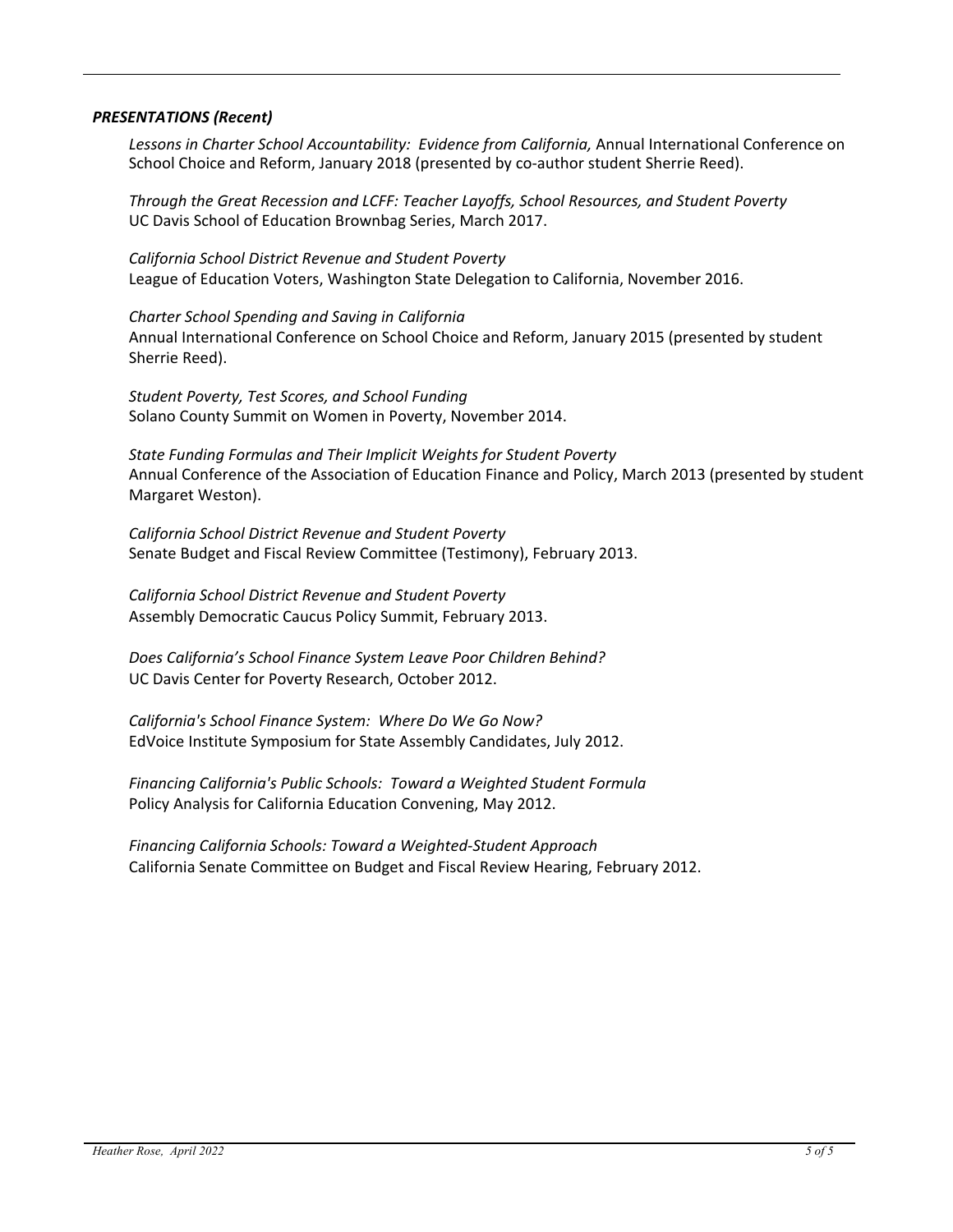### *PRESENTATIONS (Recent)*

*Lessons in Charter School Accountability: Evidence from California,* Annual International Conference on School Choice and Reform, January 2018 (presented by co-author student Sherrie Reed).

*Through the Great Recession and LCFF: Teacher Layoffs, School Resources, and Student Poverty*
UC Davis School of Education Brownbag Series, March 2017.

*California School District Revenue and Student Poverty*
League of Education Voters, Washington State Delegation to California, November 2016.

*Charter School Spending and Saving in California*
Annual International Conference on School Choice and Reform, January 2015 (presented by student Sherrie Reed).

*Student Poverty, Test Scores, and School Funding*
Solano County Summit on Women in Poverty, November 2014.

*State Funding Formulas and Their Implicit Weights for Student Poverty*
Annual Conference of the Association of Education Finance and Policy, March 2013 (presented by student Margaret Weston).

*California School District Revenue and Student Poverty*
Senate Budget and Fiscal Review Committee (Testimony), February 2013.

*California School District Revenue and Student Poverty*
Assembly Democratic Caucus Policy Summit, February 2013.

*Does California's School Finance System Leave Poor Children Behind?*
UC Davis Center for Poverty Research, October 2012.

*California's School Finance System: Where Do We Go Now?*
EdVoice Institute Symposium for State Assembly Candidates, July 2012.

*Financing California's Public Schools: Toward a Weighted Student Formula*
Policy Analysis for California Education Convening, May 2012.

*Financing California Schools: Toward a Weighted-Student Approach*
California Senate Committee on Budget and Fiscal Review Hearing, February 2012.